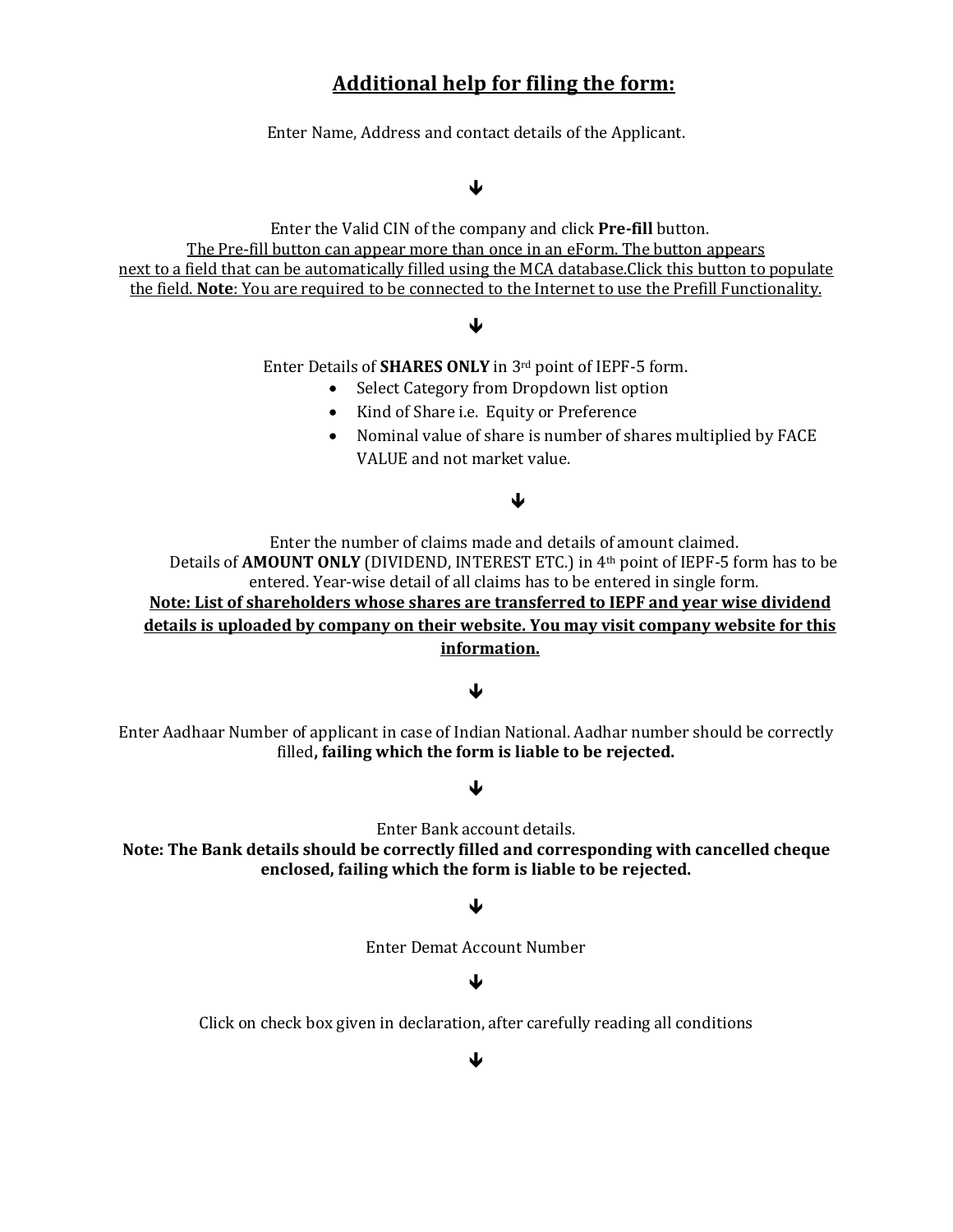## Additional help for filing the form:

Enter Name, Address and contact details of the Applicant.

↓

Enter the Valid CIN of the company and click **Pre-fill** button.
The Pre-fill button can appear more than once in an eForm. The button appears next to a field that can be automatically filled using the MCA database.Click this button to populate the field. **Note**: You are required to be connected to the Internet to use the Prefill Functionality.

↓

Enter Details of **SHARES ONLY** in 3rd point of IEPF-5 form.

- Select Category from Dropdown list option
- Kind of Share i.e. Equity or Preference
- Nominal value of share is number of shares multiplied by FACE VALUE and not market value.

↓

Enter the number of claims made and details of amount claimed.
Details of **AMOUNT ONLY** (DIVIDEND, INTEREST ETC.) in 4th point of IEPF-5 form has to be entered. Year-wise detail of all claims has to be entered in single form.
**Note: List of shareholders whose shares are transferred to IEPF and year wise dividend details is uploaded by company on their website. You may visit company website for this information.**

↓

Enter Aadhaar Number of applicant in case of Indian National. Aadhar number should be correctly filled**, failing which the form is liable to be rejected.**

↓

Enter Bank account details.
**Note: The Bank details should be correctly filled and corresponding with cancelled cheque enclosed, failing which the form is liable to be rejected.**

↓

Enter Demat Account Number

↓

Click on check box given in declaration, after carefully reading all conditions

↓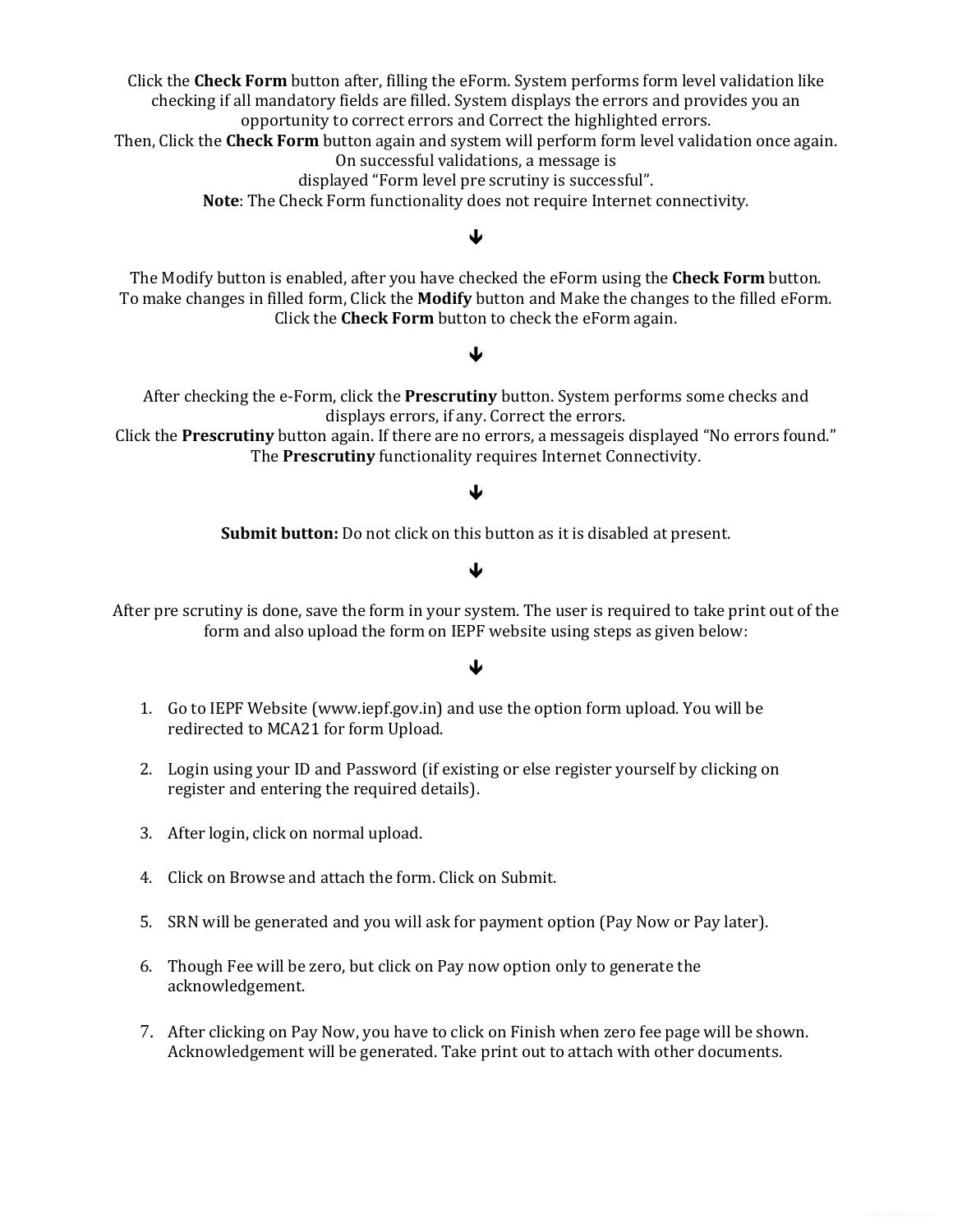Click the **Check Form** button after, filling the eForm. System performs form level validation like checking if all mandatory fields are filled. System displays the errors and provides you an opportunity to correct errors and Correct the highlighted errors.
Then, Click the **Check Form** button again and system will perform form level validation once again. On successful validations, a message is displayed "Form level pre scrutiny is successful".
**Note**: The Check Form functionality does not require Internet connectivity.

↓

The Modify button is enabled, after you have checked the eForm using the **Check Form** button.
To make changes in filled form, Click the **Modify** button and Make the changes to the filled eForm.
Click the **Check Form** button to check the eForm again.

↓

After checking the e-Form, click the **Prescrutiny** button. System performs some checks and displays errors, if any. Correct the errors.
Click the **Prescrutiny** button again. If there are no errors, a messageis displayed "No errors found."
The **Prescrutiny** functionality requires Internet Connectivity.

↓

**Submit button:** Do not click on this button as it is disabled at present.

↓

After pre scrutiny is done, save the form in your system. The user is required to take print out of the form and also upload the form on IEPF website using steps as given below:

↓

1. Go to IEPF Website (www.iepf.gov.in) and use the option form upload. You will be redirected to MCA21 for form Upload.
2. Login using your ID and Password (if existing or else register yourself by clicking on register and entering the required details).
3. After login, click on normal upload.
4. Click on Browse and attach the form. Click on Submit.
5. SRN will be generated and you will ask for payment option (Pay Now or Pay later).
6. Though Fee will be zero, but click on Pay now option only to generate the acknowledgement.
7. After clicking on Pay Now, you have to click on Finish when zero fee page will be shown. Acknowledgement will be generated. Take print out to attach with other documents.